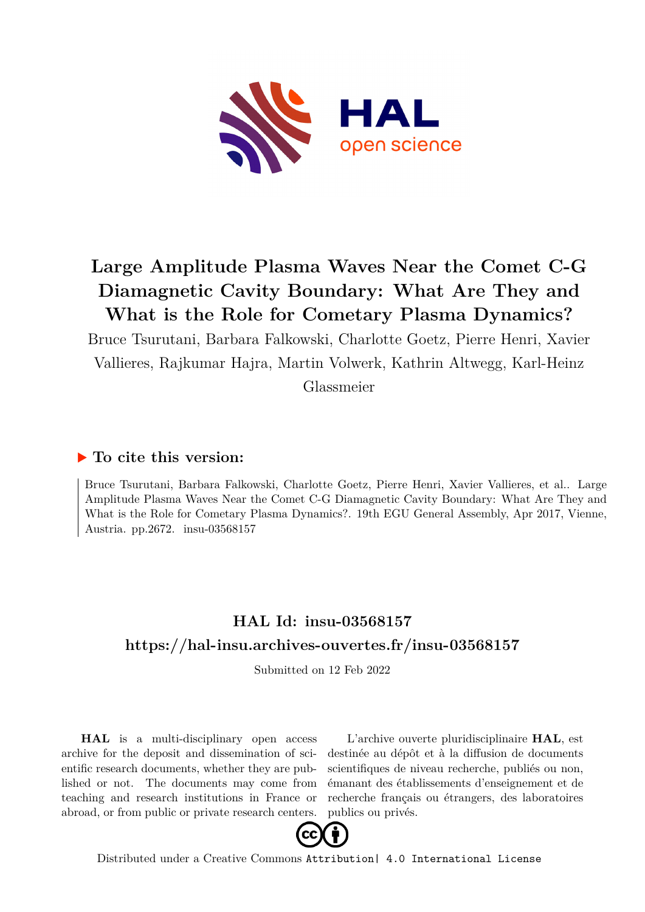# Large Amplitude Plasma Waves Near the Comet C-G Diamagnetic Cavity Boundary: What Are They and What is the Role for Cometary Plasma Dynamics?

Bruce Tsurutani, Barbara Falkowski, Charlotte Goetz, Pierre Henri, Xavier Vallieres, Rajkumar Hajra, Martin Volwerk, Kathrin Altwegg, Karl-Heinz Glassmeier

## ▶ To cite this version:

Bruce Tsurutani, Barbara Falkowski, Charlotte Goetz, Pierre Henri, Xavier Vallieres, et al.. Large Amplitude Plasma Waves Near the Comet C-G Diamagnetic Cavity Boundary: What Are They and What is the Role for Cometary Plasma Dynamics?. 19th EGU General Assembly, Apr 2017, Vienne, Austria. pp.2672. insu-03568157

## HAL Id: insu-03568157

## https://hal-insu.archives-ouvertes.fr/insu-03568157

Submitted on 12 Feb 2022

**HAL** is a multi-disciplinary open access archive for the deposit and dissemination of scientific research documents, whether they are published or not. The documents may come from teaching and research institutions in France or abroad, or from public or private research centers.

L'archive ouverte pluridisciplinaire **HAL**, est destinée au dépôt et à la diffusion de documents scientifiques de niveau recherche, publiés ou non, émanant des établissements d'enseignement et de recherche français ou étrangers, des laboratoires publics ou privés.

Distributed under a Creative Commons Attribution| 4.0 International License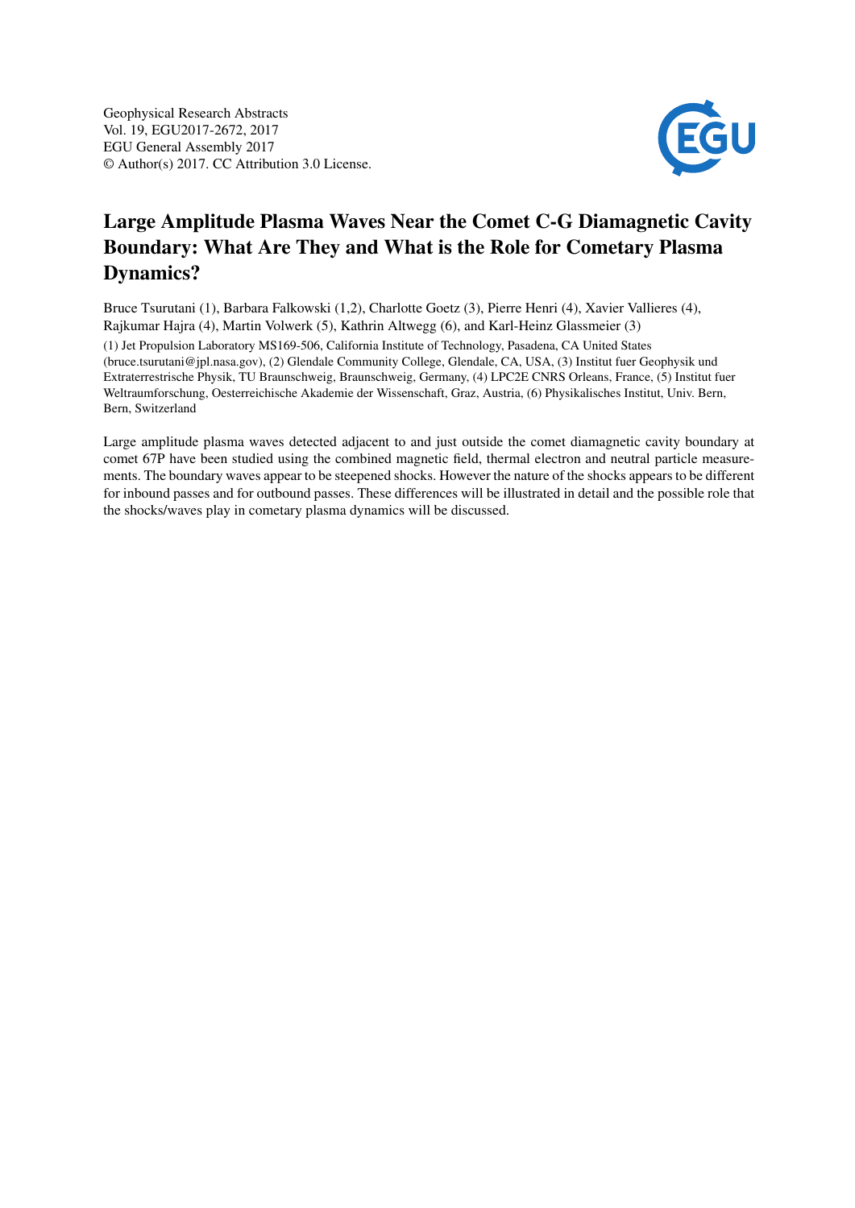Geophysical Research Abstracts
Vol. 19, EGU2017-2672, 2017
EGU General Assembly 2017
© Author(s) 2017. CC Attribution 3.0 License.

# Large Amplitude Plasma Waves Near the Comet C-G Diamagnetic Cavity Boundary: What Are They and What is the Role for Cometary Plasma Dynamics?

Bruce Tsurutani (1), Barbara Falkowski (1,2), Charlotte Goetz (3), Pierre Henri (4), Xavier Vallieres (4), Rajkumar Hajra (4), Martin Volwerk (5), Kathrin Altwegg (6), and Karl-Heinz Glassmeier (3)

(1) Jet Propulsion Laboratory MS169-506, California Institute of Technology, Pasadena, CA United States (bruce.tsurutani@jpl.nasa.gov), (2) Glendale Community College, Glendale, CA, USA, (3) Institut fuer Geophysik und Extraterrestrische Physik, TU Braunschweig, Braunschweig, Germany, (4) LPC2E CNRS Orleans, France, (5) Institut fuer Weltraumforschung, Oesterreichische Akademie der Wissenschaft, Graz, Austria, (6) Physikalisches Institut, Univ. Bern, Bern, Switzerland

Large amplitude plasma waves detected adjacent to and just outside the comet diamagnetic cavity boundary at comet 67P have been studied using the combined magnetic field, thermal electron and neutral particle measurements. The boundary waves appear to be steepened shocks. However the nature of the shocks appears to be different for inbound passes and for outbound passes. These differences will be illustrated in detail and the possible role that the shocks/waves play in cometary plasma dynamics will be discussed.